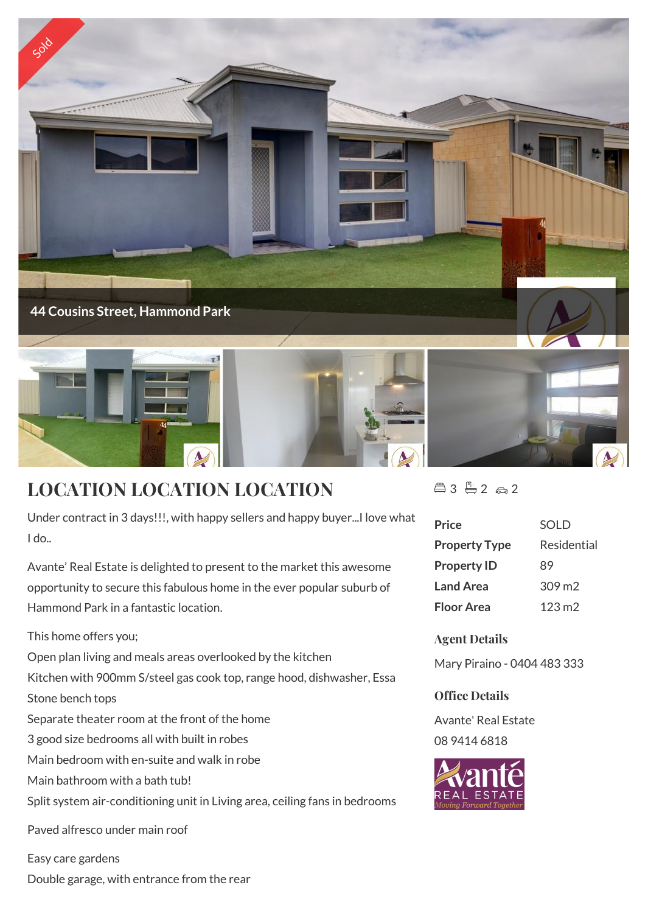44 Cousins Street, Hammond Park

# LOCATION LOCATION LOCATION

Under contract in 3 days!!!, with happy sellers and happy buyer...I love what I do..

Avante' Real Estate is delighted to present to the market this awesome opportunity to secure this fabulous home in the ever popular suburb of Hammond Park in a fantastic location.

This home offers you;
Open plan living and meals areas overlooked by the kitchen
Kitchen with 900mm S/steel gas cook top, range hood, dishwasher, Essa Stone bench tops
Separate theater room at the front of the home
3 good size bedrooms all with built in robes
Main bedroom with en-suite and walk in robe
Main bathroom with a bath tub!
Split system air-conditioning unit in Living area, ceiling fans in bedrooms

Paved alfresco under main roof

Easy care gardens
Double garage, with entrance from the rear

3 2 2

| | |
|---|---|
| **Price** | SOLD |
| **Property Type** | Residential |
| **Property ID** | 89 |
| **Land Area** | 309 m2 |
| **Floor Area** | 123 m2 |

### Agent Details

Mary Piraino - 0404 483 333

### Office Details

Avante' Real Estate
08 9414 6818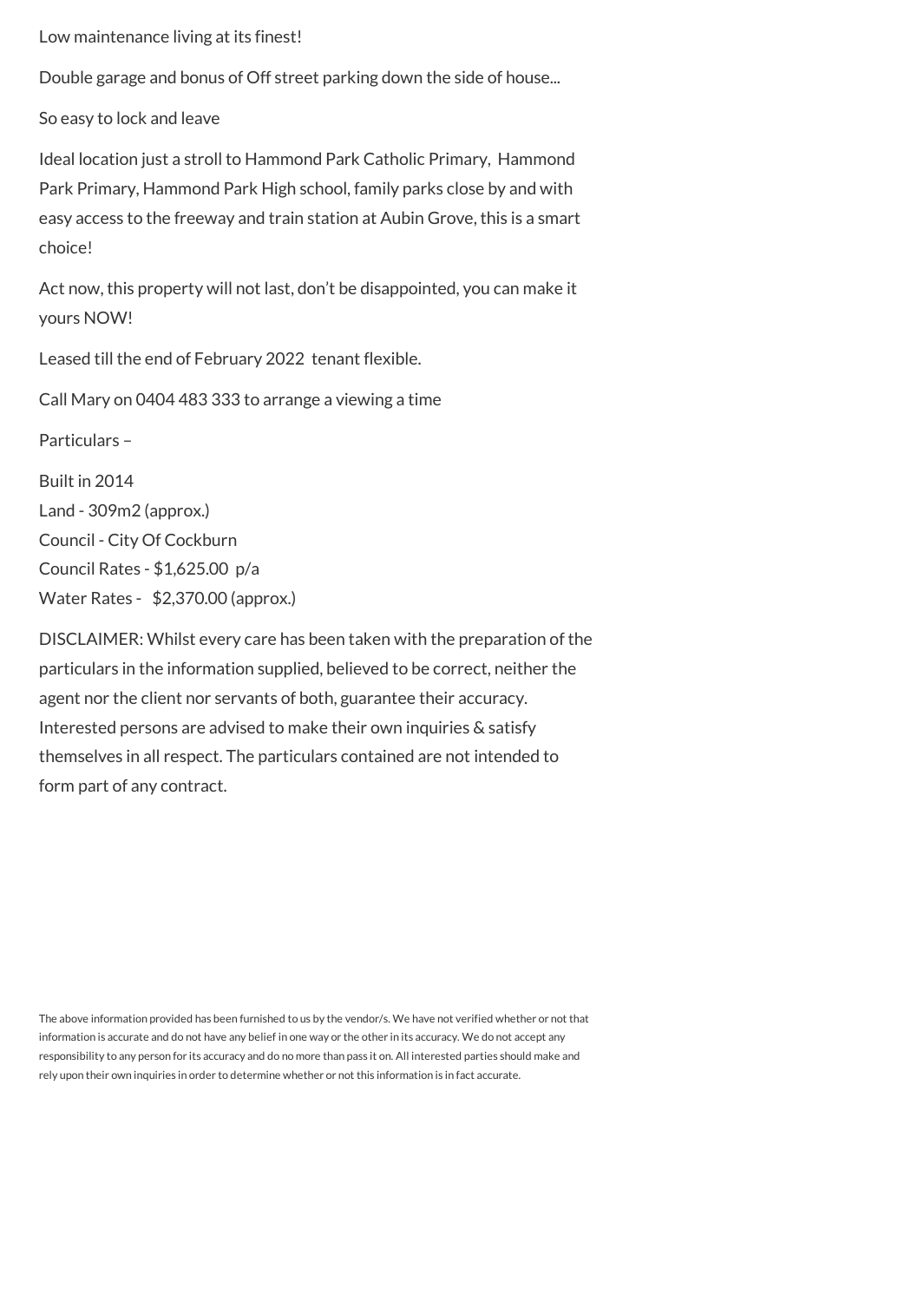Low maintenance living at its finest!

Double garage and bonus of Off street parking down the side of house...

So easy to lock and leave

Ideal location just a stroll to Hammond Park Catholic Primary, Hammond Park Primary, Hammond Park High school, family parks close by and with easy access to the freeway and train station at Aubin Grove, this is a smart choice!

Act now, this property will not last, don't be disappointed, you can make it yours NOW!

Leased till the end of February 2022 tenant flexible.

Call Mary on 0404 483 333 to arrange a viewing a time

Particulars –

Built in 2014
Land - 309m2 (approx.)
Council - City Of Cockburn
Council Rates - $1,625.00 p/a
Water Rates - $2,370.00 (approx.)

DISCLAIMER: Whilst every care has been taken with the preparation of the particulars in the information supplied, believed to be correct, neither the agent nor the client nor servants of both, guarantee their accuracy. Interested persons are advised to make their own inquiries & satisfy themselves in all respect. The particulars contained are not intended to form part of any contract.

The above information provided has been furnished to us by the vendor/s. We have not verified whether or not that information is accurate and do not have any belief in one way or the other in its accuracy. We do not accept any responsibility to any person for its accuracy and do no more than pass it on. All interested parties should make and rely upon their own inquiries in order to determine whether or not this information is in fact accurate.